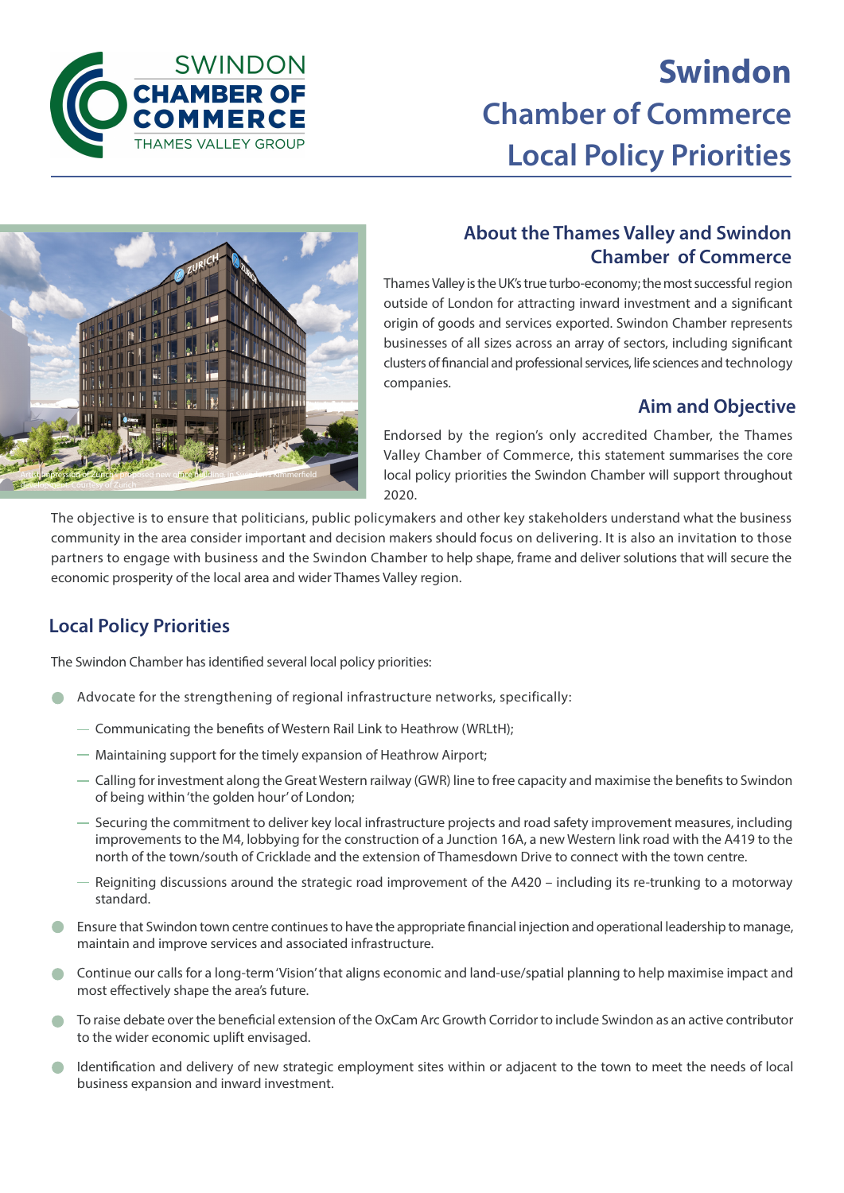# Swindon Chamber of Commerce Local Policy Priorities

Artist impression of Zurich's proposed new office building in Swindon's Kimmerfield development. Courtesy of Zurich

## About the Thames Valley and Swindon Chamber of Commerce

Thames Valley is the UK's true turbo-economy; the most successful region outside of London for attracting inward investment and a significant origin of goods and services exported. Swindon Chamber represents businesses of all sizes across an array of sectors, including significant clusters of financial and professional services, life sciences and technology companies.

## Aim and Objective

Endorsed by the region's only accredited Chamber, the Thames Valley Chamber of Commerce, this statement summarises the core local policy priorities the Swindon Chamber will support throughout 2020.

The objective is to ensure that politicians, public policymakers and other key stakeholders understand what the business community in the area consider important and decision makers should focus on delivering. It is also an invitation to those partners to engage with business and the Swindon Chamber to help shape, frame and deliver solutions that will secure the economic prosperity of the local area and wider Thames Valley region.

## Local Policy Priorities

The Swindon Chamber has identified several local policy priorities:

- Advocate for the strengthening of regional infrastructure networks, specifically:
  - Communicating the benefits of Western Rail Link to Heathrow (WRLtH);
  - Maintaining support for the timely expansion of Heathrow Airport;
  - Calling for investment along the Great Western railway (GWR) line to free capacity and maximise the benefits to Swindon of being within 'the golden hour' of London;
  - Securing the commitment to deliver key local infrastructure projects and road safety improvement measures, including improvements to the M4, lobbying for the construction of a Junction 16A, a new Western link road with the A419 to the north of the town/south of Cricklade and the extension of Thamesdown Drive to connect with the town centre.
  - Reigniting discussions around the strategic road improvement of the A420 – including its re-trunking to a motorway standard.
- Ensure that Swindon town centre continues to have the appropriate financial injection and operational leadership to manage, maintain and improve services and associated infrastructure.
- Continue our calls for a long-term 'Vision' that aligns economic and land-use/spatial planning to help maximise impact and most effectively shape the area's future.
- To raise debate over the beneficial extension of the OxCam Arc Growth Corridor to include Swindon as an active contributor to the wider economic uplift envisaged.
- Identification and delivery of new strategic employment sites within or adjacent to the town to meet the needs of local business expansion and inward investment.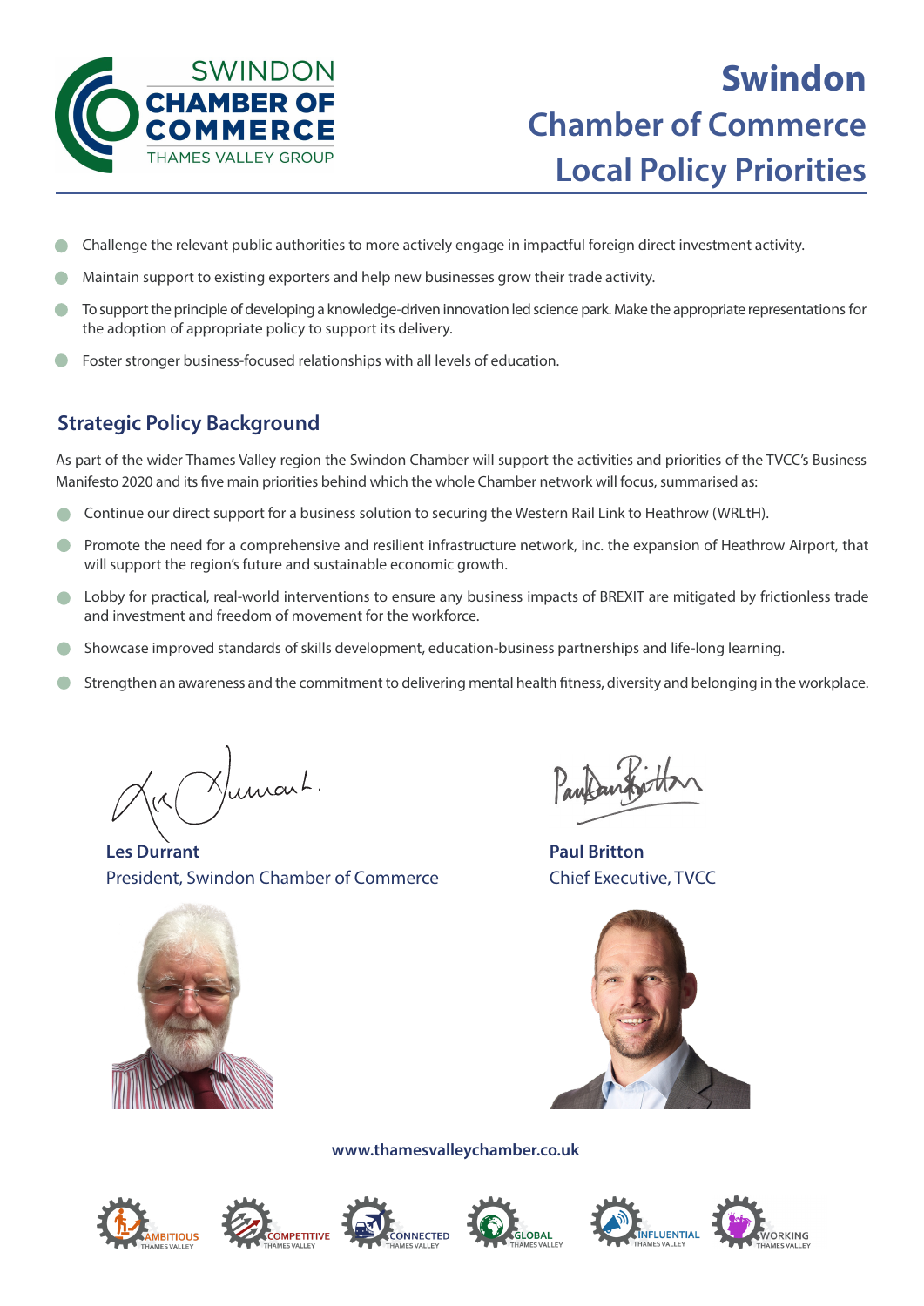# Swindon Chamber of Commerce Local Policy Priorities

- Challenge the relevant public authorities to more actively engage in impactful foreign direct investment activity.
- Maintain support to existing exporters and help new businesses grow their trade activity.
- To support the principle of developing a knowledge-driven innovation led science park. Make the appropriate representations for the adoption of appropriate policy to support its delivery.
- Foster stronger business-focused relationships with all levels of education.

## Strategic Policy Background

As part of the wider Thames Valley region the Swindon Chamber will support the activities and priorities of the TVCC's Business Manifesto 2020 and its five main priorities behind which the whole Chamber network will focus, summarised as:

- Continue our direct support for a business solution to securing the Western Rail Link to Heathrow (WRLtH).
- Promote the need for a comprehensive and resilient infrastructure network, inc. the expansion of Heathrow Airport, that will support the region's future and sustainable economic growth.
- Lobby for practical, real-world interventions to ensure any business impacts of BREXIT are mitigated by frictionless trade and investment and freedom of movement for the workforce.
- Showcase improved standards of skills development, education-business partnerships and life-long learning.
- Strengthen an awareness and the commitment to delivering mental health fitness, diversity and belonging in the workplace.

**Les Durrant**
President, Swindon Chamber of Commerce

**Paul Britton**
Chief Executive, TVCC

**www.thamesvalleychamber.co.uk**

AMBITIOUS THAMES VALLEY · COMPETITIVE THAMES VALLEY · CONNECTED THAMES VALLEY · GLOBAL THAMES VALLEY · INFLUENTIAL THAMES VALLEY · WORKING THAMES VALLEY